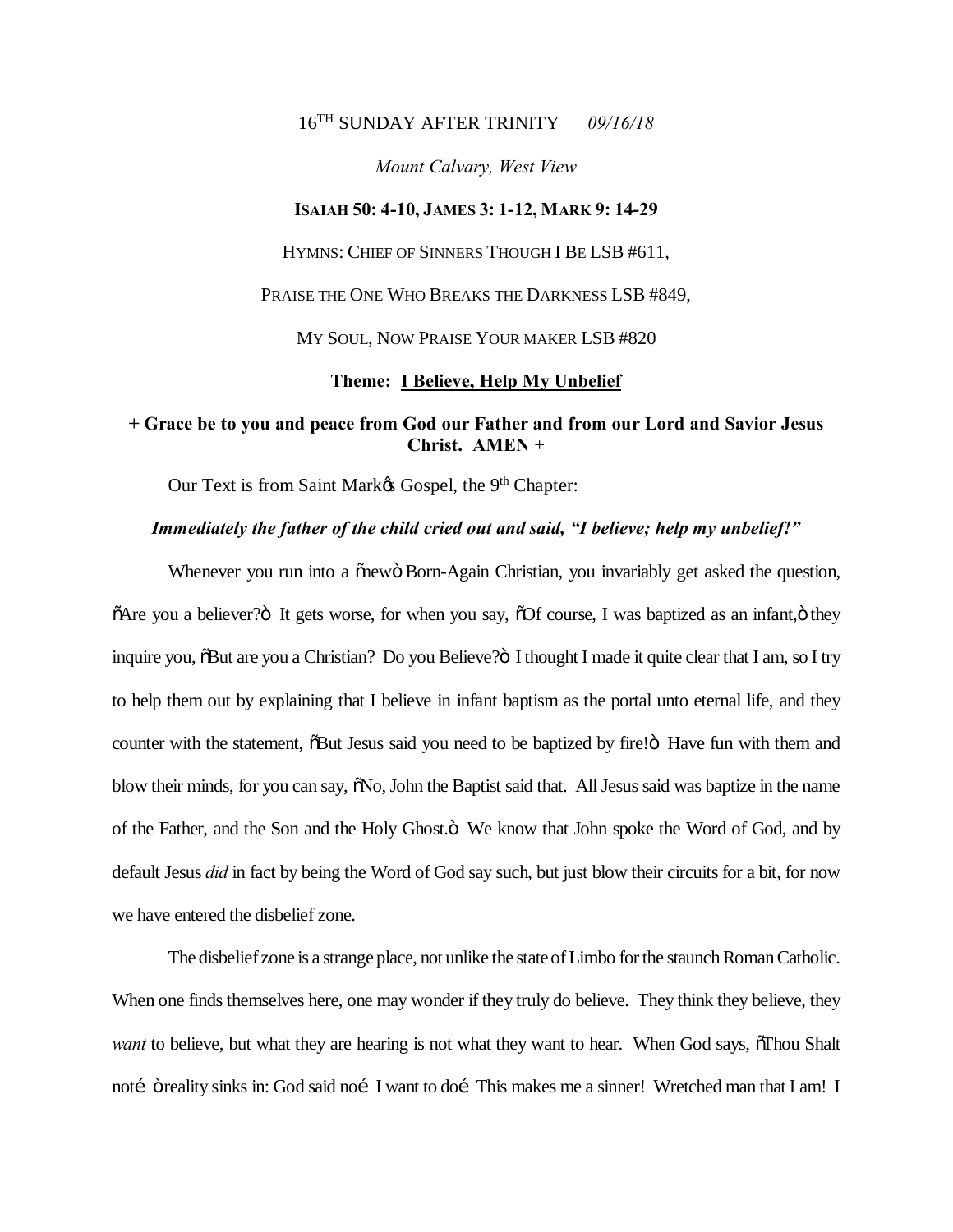16TH SUNDAY AFTER TRINITY *09/16/18*

*Mount Calvary, West View*

**ISAIAH 50: 4-10, JAMES 3: 1-12, MARK 9: 14-29**

HYMNS: CHIEF OF SINNERS THOUGH I BE LSB #611,

PRAISE THE ONE WHO BREAKS THE DARKNESS LSB #849,

MY SOUL, NOW PRAISE YOUR MAKER LSB #820

**Theme: I Believe, Help My Unbelief**

**+ Grace be to you and peace from God our Father and from our Lord and Savior Jesus Christ. AMEN +**

Our Text is from Saint Mark's Gospel, the 9th Chapter:

***Immediately the father of the child cried out and said, "I believe; help my unbelief!"***

Whenever you run into a "new" Born-Again Christian, you invariably get asked the question, "Are you a believer?" It gets worse, for when you say, "Of course, I was baptized as an infant," they inquire you, "But are you a Christian? Do you Believe?" I thought I made it quite clear that I am, so I try to help them out by explaining that I believe in infant baptism as the portal unto eternal life, and they counter with the statement, "But Jesus said you need to be baptized by fire!" Have fun with them and blow their minds, for you can say, "No, John the Baptist said that. All Jesus said was baptize in the name of the Father, and the Son and the Holy Ghost." We know that John spoke the Word of God, and by default Jesus *did* in fact by being the Word of God say such, but just blow their circuits for a bit, for now we have entered the disbelief zone.

The disbelief zone is a strange place, not unlike the state of Limbo for the staunch Roman Catholic. When one finds themselves here, one may wonder if they truly do believe. They think they believe, they *want* to believe, but what they are hearing is not what they want to hear. When God says, "Thou Shalt not…" reality sinks in: God said no… I want to do… This makes me a sinner! Wretched man that I am! I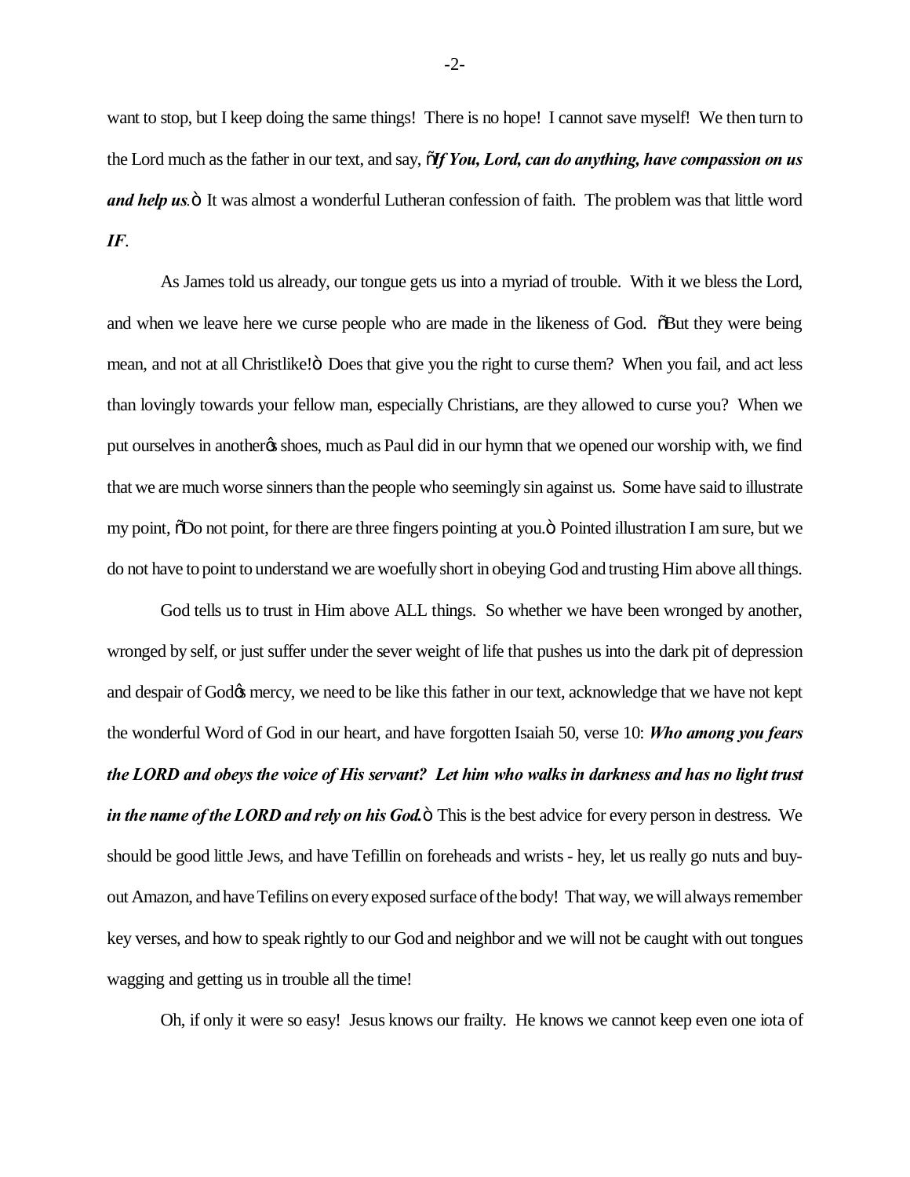want to stop, but I keep doing the same things! There is no hope! I cannot save myself! We then turn to the Lord much as the father in our text, and say, "***If You, Lord, can do anything, have compassion on us and help us***." It was almost a wonderful Lutheran confession of faith. The problem was that little word ***IF***.

As James told us already, our tongue gets us into a myriad of trouble. With it we bless the Lord, and when we leave here we curse people who are made in the likeness of God. "But they were being mean, and not at all Christlike!" Does that give you the right to curse them? When you fail, and act less than lovingly towards your fellow man, especially Christians, are they allowed to curse you? When we put ourselves in another's shoes, much as Paul did in our hymn that we opened our worship with, we find that we are much worse sinners than the people who seemingly sin against us. Some have said to illustrate my point, "Do not point, for there are three fingers pointing at you." Pointed illustration I am sure, but we do not have to point to understand we are woefully short in obeying God and trusting Him above all things.

God tells us to trust in Him above ALL things. So whether we have been wronged by another, wronged by self, or just suffer under the sever weight of life that pushes us into the dark pit of depression and despair of God's mercy, we need to be like this father in our text, acknowledge that we have not kept the wonderful Word of God in our heart, and have forgotten Isaiah 50, verse 10: ***Who among you fears the LORD and obeys the voice of His servant? Let him who walks in darkness and has no light trust in the name of the LORD and rely on his God.*** This is the best advice for every person in destress. We should be good little Jews, and have Tefillin on foreheads and wrists - hey, let us really go nuts and buy-out Amazon, and have Tefilins on every exposed surface of the body! That way, we will always remember key verses, and how to speak rightly to our God and neighbor and we will not be caught with out tongues wagging and getting us in trouble all the time!

Oh, if only it were so easy! Jesus knows our frailty. He knows we cannot keep even one iota of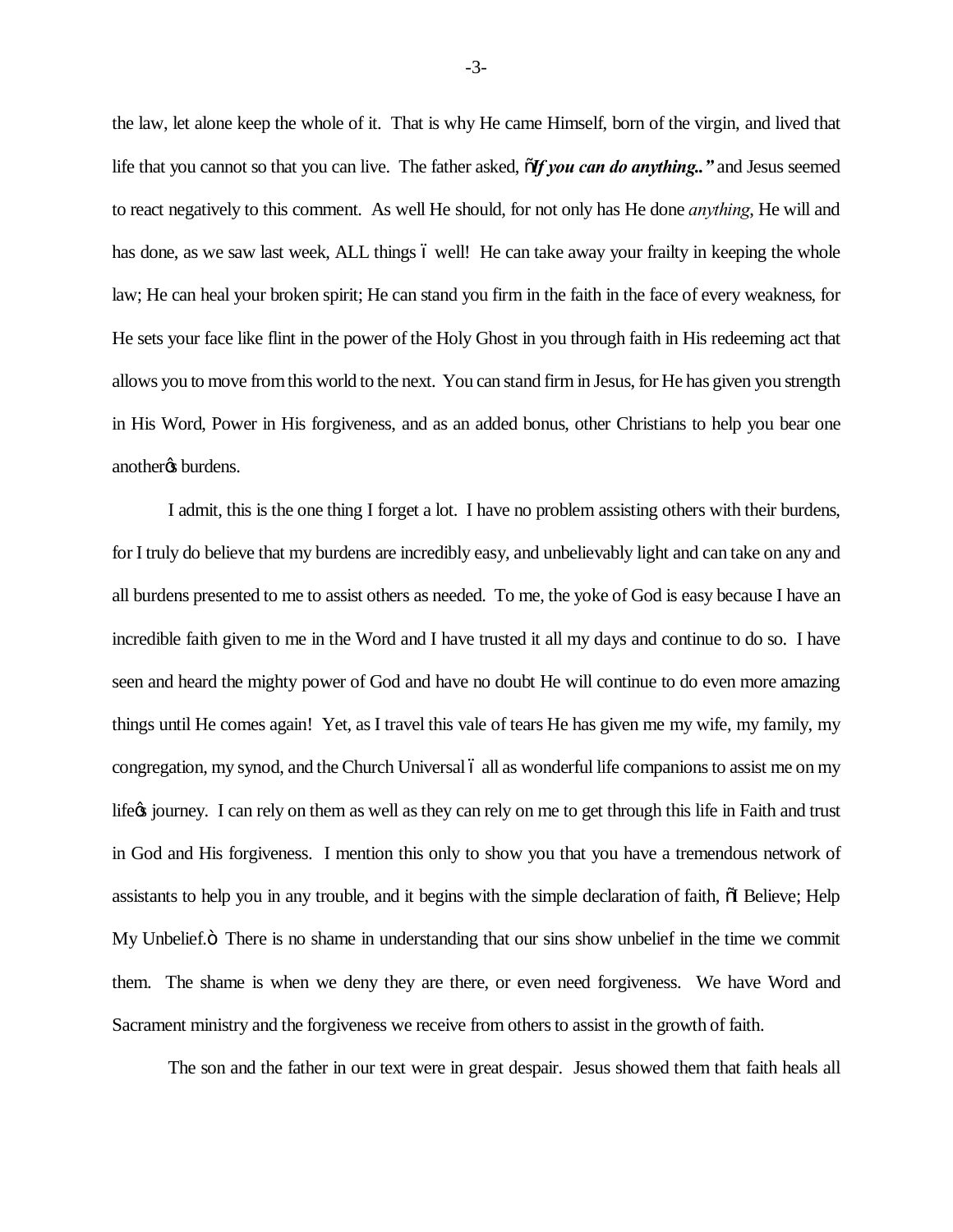the law, let alone keep the whole of it. That is why He came Himself, born of the virgin, and lived that life that you cannot so that you can live. The father asked, "*If you can do anything..*" and Jesus seemed to react negatively to this comment. As well He should, for not only has He done *anything*, He will and has done, as we saw last week, ALL things – well! He can take away your frailty in keeping the whole law; He can heal your broken spirit; He can stand you firm in the faith in the face of every weakness, for He sets your face like flint in the power of the Holy Ghost in you through faith in His redeeming act that allows you to move from this world to the next. You can stand firm in Jesus, for He has given you strength in His Word, Power in His forgiveness, and as an added bonus, other Christians to help you bear one another's burdens.

I admit, this is the one thing I forget a lot. I have no problem assisting others with their burdens, for I truly do believe that my burdens are incredibly easy, and unbelievably light and can take on any and all burdens presented to me to assist others as needed. To me, the yoke of God is easy because I have an incredible faith given to me in the Word and I have trusted it all my days and continue to do so. I have seen and heard the mighty power of God and have no doubt He will continue to do even more amazing things until He comes again! Yet, as I travel this vale of tears He has given me my wife, my family, my congregation, my synod, and the Church Universal – all as wonderful life companions to assist me on my life's journey. I can rely on them as well as they can rely on me to get through this life in Faith and trust in God and His forgiveness. I mention this only to show you that you have a tremendous network of assistants to help you in any trouble, and it begins with the simple declaration of faith, "I Believe; Help My Unbelief." There is no shame in understanding that our sins show unbelief in the time we commit them. The shame is when we deny they are there, or even need forgiveness. We have Word and Sacrament ministry and the forgiveness we receive from others to assist in the growth of faith.

The son and the father in our text were in great despair. Jesus showed them that faith heals all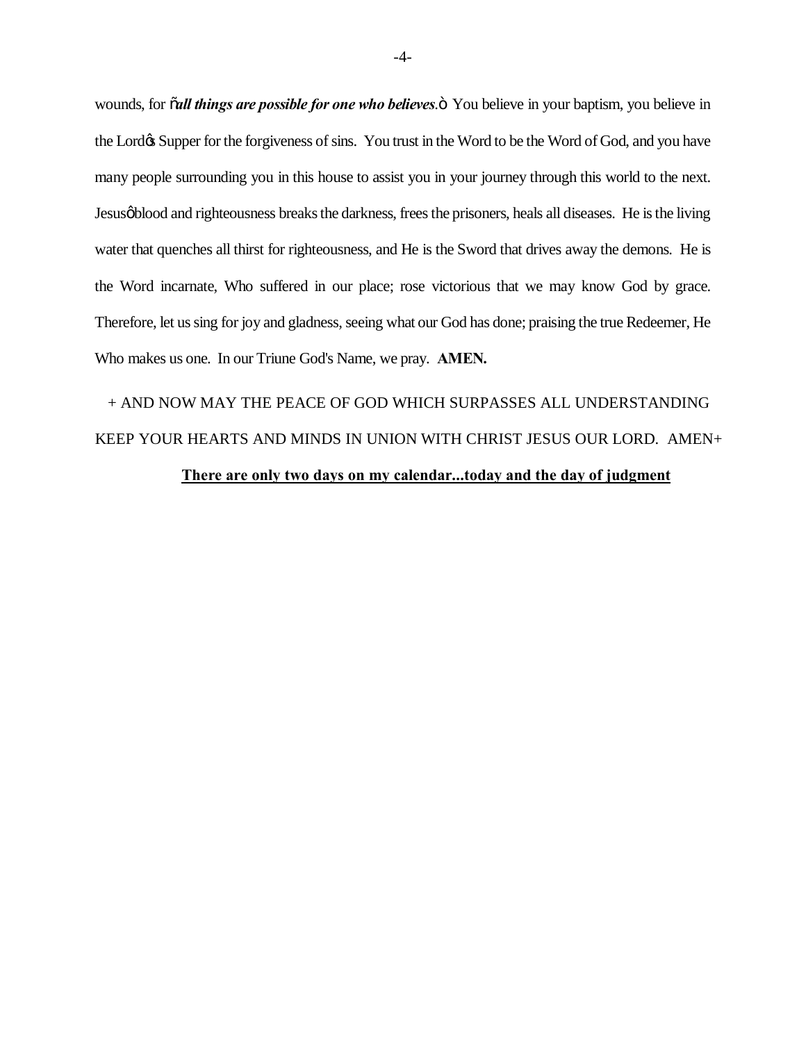wounds, for "***all things are possible for one who believes***." You believe in your baptism, you believe in the Lord's Supper for the forgiveness of sins. You trust in the Word to be the Word of God, and you have many people surrounding you in this house to assist you in your journey through this world to the next. Jesus' blood and righteousness breaks the darkness, frees the prisoners, heals all diseases. He is the living water that quenches all thirst for righteousness, and He is the Sword that drives away the demons. He is the Word incarnate, Who suffered in our place; rose victorious that we may know God by grace. Therefore, let us sing for joy and gladness, seeing what our God has done; praising the true Redeemer, He Who makes us one. In our Triune God's Name, we pray. **AMEN.**

+ AND NOW MAY THE PEACE OF GOD WHICH SURPASSES ALL UNDERSTANDING KEEP YOUR HEARTS AND MINDS IN UNION WITH CHRIST JESUS OUR LORD. AMEN+

**<u>There are only two days on my calendar...today and the day of judgment</u>**